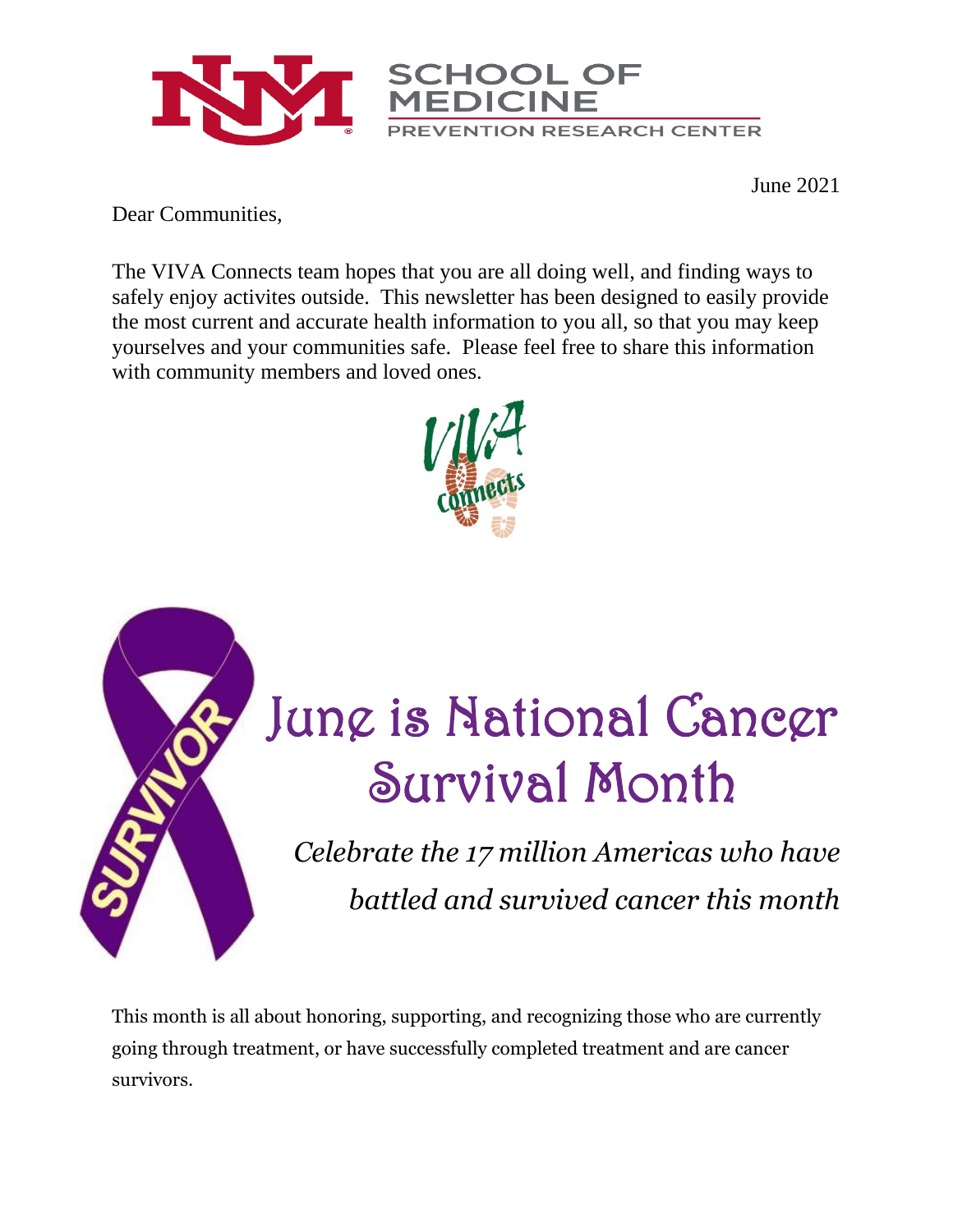SCHOOL OF MEDICINE
PREVENTION RESEARCH CENTER

June 2021

Dear Communities,

The VIVA Connects team hopes that you are all doing well, and finding ways to safely enjoy activites outside. This newsletter has been designed to easily provide the most current and accurate health information to you all, so that you may keep yourselves and your communities safe. Please feel free to share this information with community members and loved ones.

# June is National Cancer Survival Month

*Celebrate the 17 million Americas who have battled and survived cancer this month*

This month is all about honoring, supporting, and recognizing those who are currently going through treatment, or have successfully completed treatment and are cancer survivors.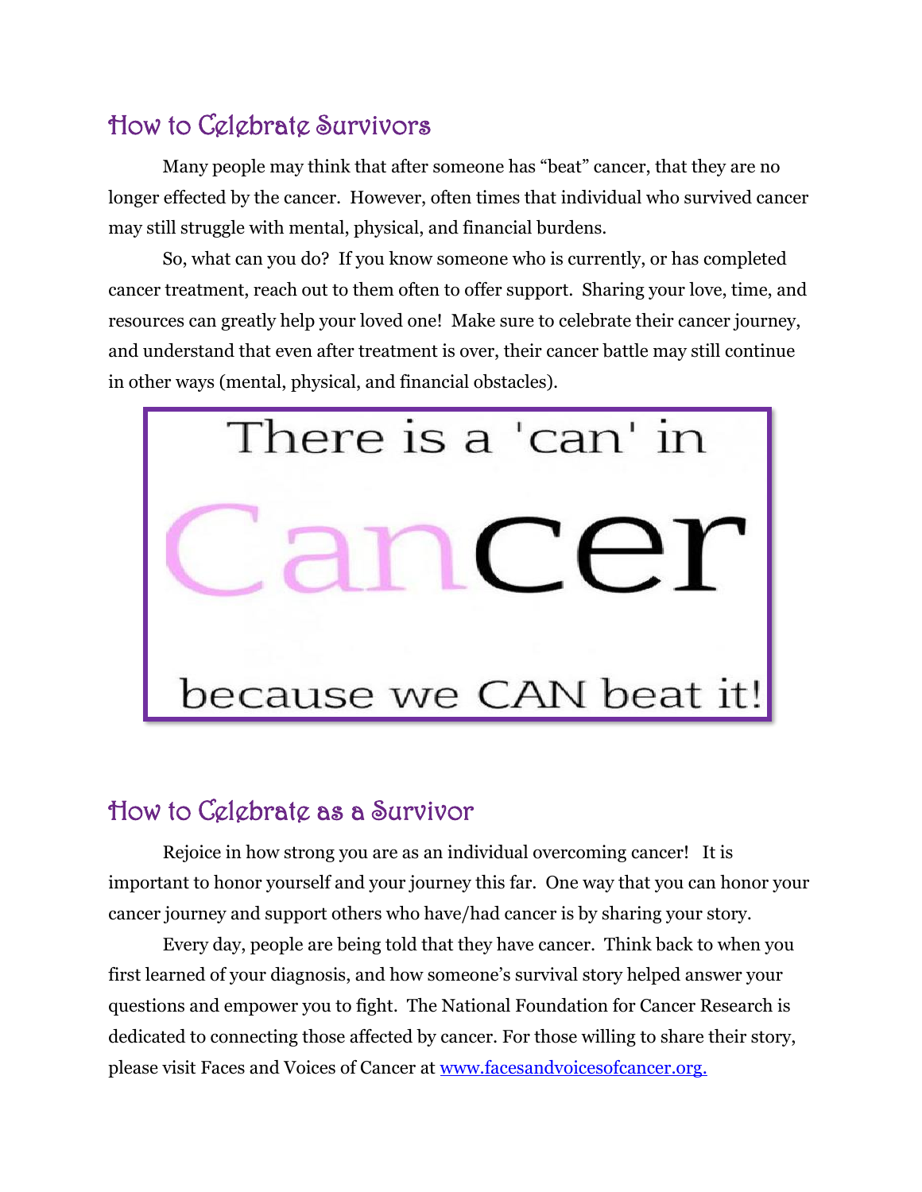## How to Celebrate Survivors

Many people may think that after someone has "beat" cancer, that they are no longer effected by the cancer. However, often times that individual who survived cancer may still struggle with mental, physical, and financial burdens.

So, what can you do? If you know someone who is currently, or has completed cancer treatment, reach out to them often to offer support. Sharing your love, time, and resources can greatly help your loved one! Make sure to celebrate their cancer journey, and understand that even after treatment is over, their cancer battle may still continue in other ways (mental, physical, and financial obstacles).

There is a 'can' in

Cancer

because we CAN beat it!

## How to Celebrate as a Survivor

Rejoice in how strong you are as an individual overcoming cancer! It is important to honor yourself and your journey this far. One way that you can honor your cancer journey and support others who have/had cancer is by sharing your story.

Every day, people are being told that they have cancer. Think back to when you first learned of your diagnosis, and how someone's survival story helped answer your questions and empower you to fight. The National Foundation for Cancer Research is dedicated to connecting those affected by cancer. For those willing to share their story, please visit Faces and Voices of Cancer at [www.facesandvoicesofcancer.org.](http://www.facesandvoicesofcancer.org)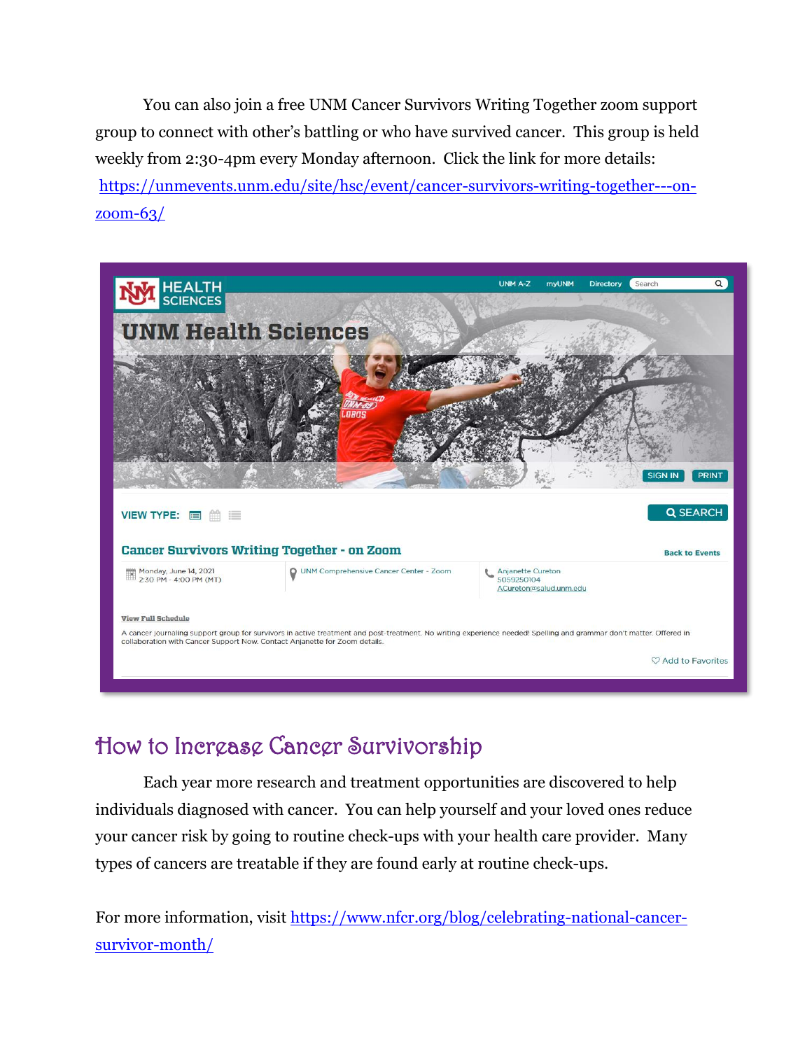You can also join a free UNM Cancer Survivors Writing Together zoom support group to connect with other's battling or who have survived cancer. This group is held weekly from 2:30-4pm every Monday afternoon. Click the link for more details: https://unmevents.unm.edu/site/hsc/event/cancer-survivors-writing-together---on-zoom-63/

UNM Health Sciences

UNM A-Z myUNM Directory Search

UNM Health Sciences

SIGN IN PRINT

VIEW TYPE: SEARCH

**Cancer Survivors Writing Together - on Zoom**

Back to Events

Monday, June 14, 2021
2:30 PM - 4:00 PM (MT)

UNM Comprehensive Cancer Center - Zoom

Anjanette Cureton
5059250104
ACureton@salud.unm.edu

View Full Schedule

A cancer journaling support group for survivors in active treatment and post-treatment. No writing experience needed! Spelling and grammar don't matter. Offered in collaboration with Cancer Support Now. Contact Anjanette for Zoom details.

Add to Favorites

## How to Increase Cancer Survivorship

Each year more research and treatment opportunities are discovered to help individuals diagnosed with cancer. You can help yourself and your loved ones reduce your cancer risk by going to routine check-ups with your health care provider. Many types of cancers are treatable if they are found early at routine check-ups.

For more information, visit https://www.nfcr.org/blog/celebrating-national-cancer-survivor-month/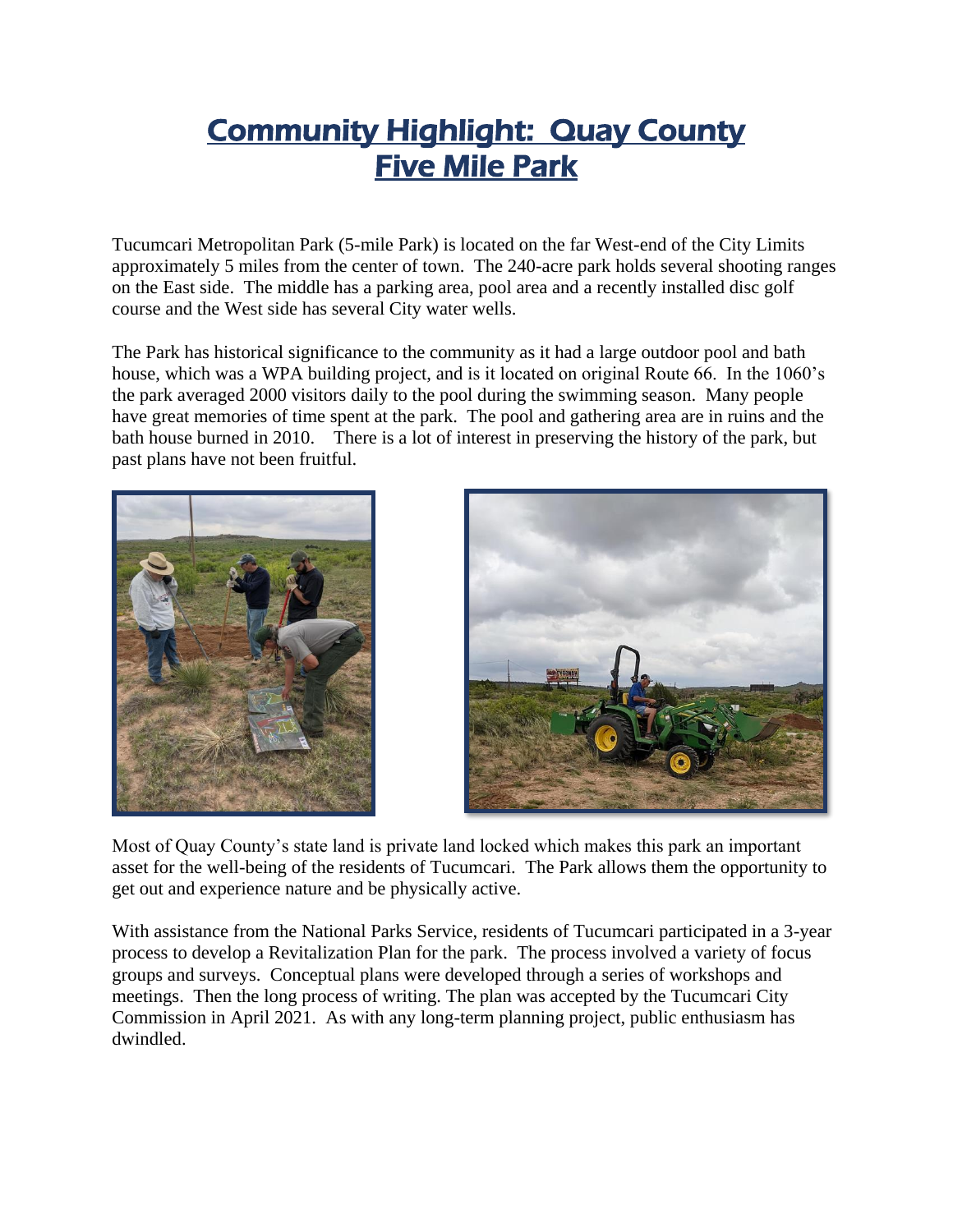# Community Highlight: Quay County Five Mile Park

Tucumcari Metropolitan Park (5-mile Park) is located on the far West-end of the City Limits approximately 5 miles from the center of town. The 240-acre park holds several shooting ranges on the East side. The middle has a parking area, pool area and a recently installed disc golf course and the West side has several City water wells.

The Park has historical significance to the community as it had a large outdoor pool and bath house, which was a WPA building project, and is it located on original Route 66. In the 1060's the park averaged 2000 visitors daily to the pool during the swimming season. Many people have great memories of time spent at the park. The pool and gathering area are in ruins and the bath house burned in 2010. There is a lot of interest in preserving the history of the park, but past plans have not been fruitful.

Most of Quay County's state land is private land locked which makes this park an important asset for the well-being of the residents of Tucumcari. The Park allows them the opportunity to get out and experience nature and be physically active.

With assistance from the National Parks Service, residents of Tucumcari participated in a 3-year process to develop a Revitalization Plan for the park. The process involved a variety of focus groups and surveys. Conceptual plans were developed through a series of workshops and meetings. Then the long process of writing. The plan was accepted by the Tucumcari City Commission in April 2021. As with any long-term planning project, public enthusiasm has dwindled.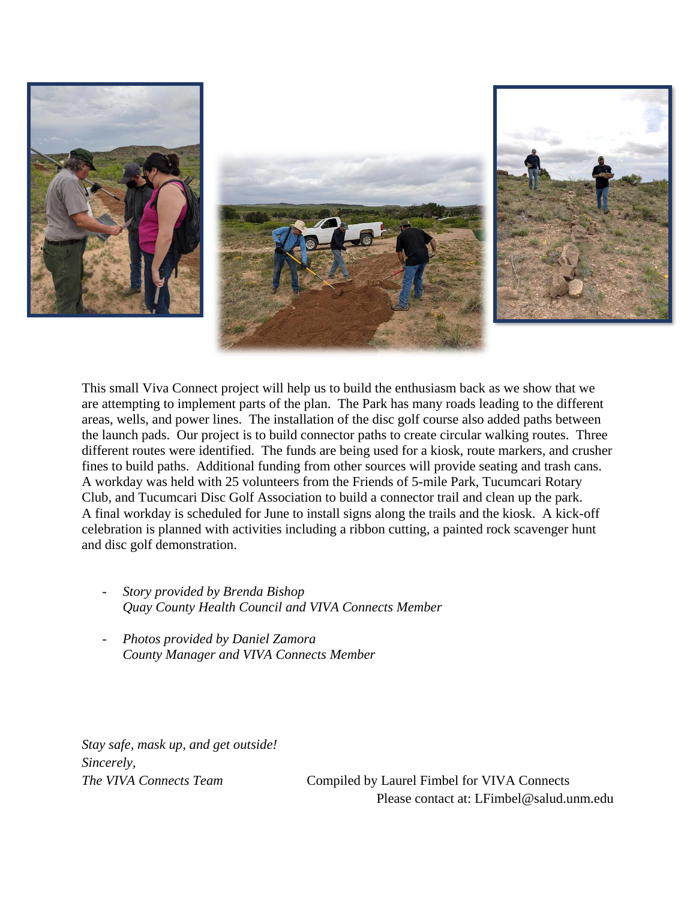This small Viva Connect project will help us to build the enthusiasm back as we show that we are attempting to implement parts of the plan. The Park has many roads leading to the different areas, wells, and power lines. The installation of the disc golf course also added paths between the launch pads. Our project is to build connector paths to create circular walking routes. Three different routes were identified. The funds are being used for a kiosk, route markers, and crusher fines to build paths. Additional funding from other sources will provide seating and trash cans. A workday was held with 25 volunteers from the Friends of 5-mile Park, Tucumcari Rotary Club, and Tucumcari Disc Golf Association to build a connector trail and clean up the park. A final workday is scheduled for June to install signs along the trails and the kiosk. A kick-off celebration is planned with activities including a ribbon cutting, a painted rock scavenger hunt and disc golf demonstration.

- *Story provided by Brenda Bishop*
  *Quay County Health Council and VIVA Connects Member*

- *Photos provided by Daniel Zamora*
  *County Manager and VIVA Connects Member*

*Stay safe, mask up, and get outside!*
*Sincerely,*
*The VIVA Connects Team*

Compiled by Laurel Fimbel for VIVA Connects
Please contact at: LFimbel@salud.unm.edu